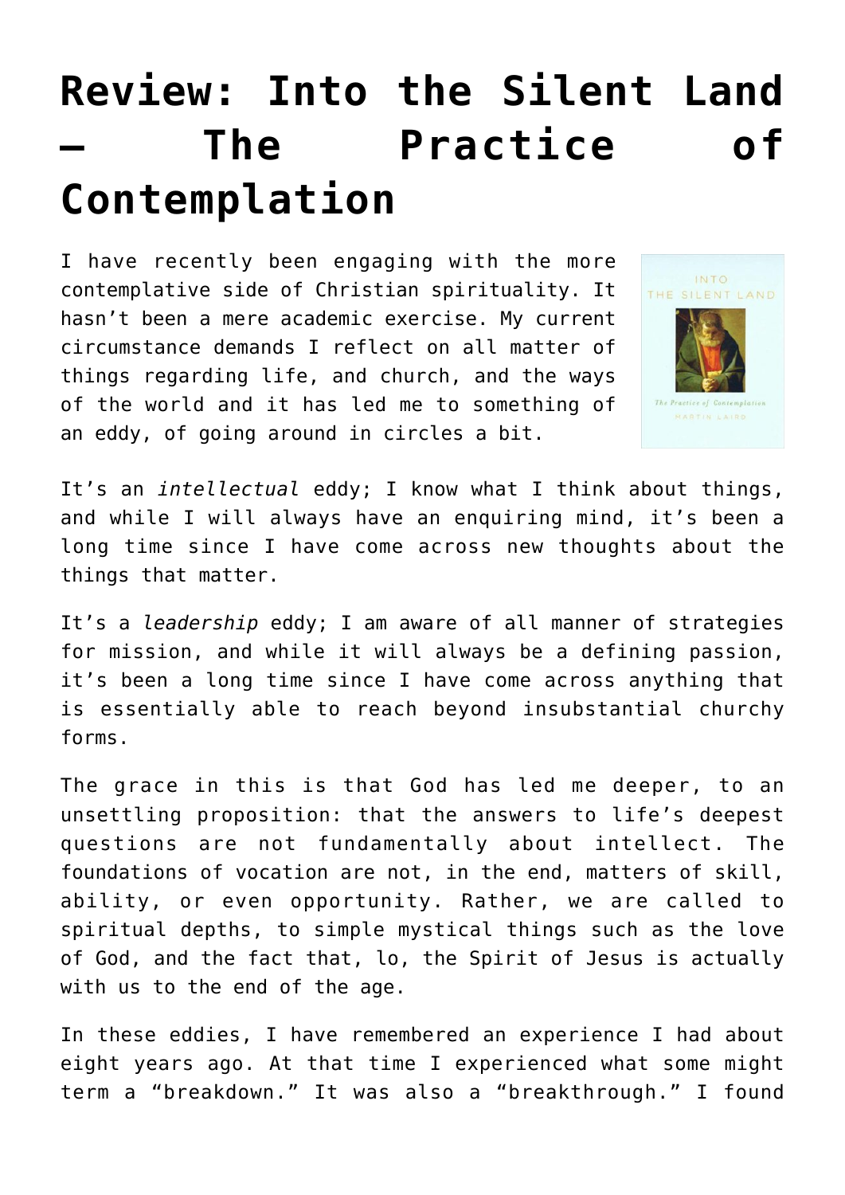# Review: Into the Silent Land – The Practice of Contemplation

I have recently been engaging with the more contemplative side of Christian spirituality. It hasn't been a mere academic exercise. My current circumstance demands I reflect on all matter of things regarding life, and church, and the ways of the world and it has led me to something of an eddy, of going around in circles a bit.

It's an *intellectual* eddy; I know what I think about things, and while I will always have an enquiring mind, it's been a long time since I have come across new thoughts about the things that matter.

It's a *leadership* eddy; I am aware of all manner of strategies for mission, and while it will always be a defining passion, it's been a long time since I have come across anything that is essentially able to reach beyond insubstantial churchy forms.

The grace in this is that God has led me deeper, to an unsettling proposition: that the answers to life's deepest questions are not fundamentally about intellect. The foundations of vocation are not, in the end, matters of skill, ability, or even opportunity. Rather, we are called to spiritual depths, to simple mystical things such as the love of God, and the fact that, lo, the Spirit of Jesus is actually with us to the end of the age.

In these eddies, I have remembered an experience I had about eight years ago. At that time I experienced what some might term a "breakdown." It was also a "breakthrough." I found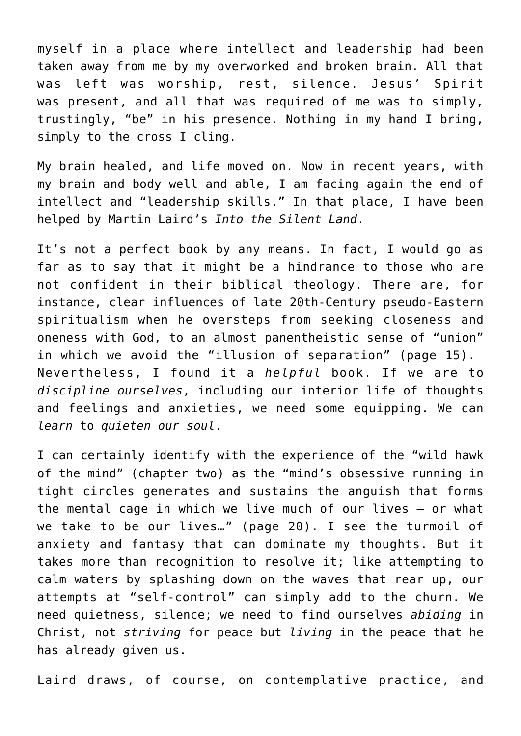myself in a place where intellect and leadership had been taken away from me by my overworked and broken brain. All that was left was worship, rest, silence. Jesus' Spirit was present, and all that was required of me was to simply, trustingly, "be" in his presence. Nothing in my hand I bring, simply to the cross I cling.

My brain healed, and life moved on. Now in recent years, with my brain and body well and able, I am facing again the end of intellect and "leadership skills." In that place, I have been helped by Martin Laird's *Into the Silent Land*.

It's not a perfect book by any means. In fact, I would go as far as to say that it might be a hindrance to those who are not confident in their biblical theology. There are, for instance, clear influences of late 20th-Century pseudo-Eastern spiritualism when he oversteps from seeking closeness and oneness with God, to an almost panentheistic sense of "union" in which we avoid the "illusion of separation" (page 15). Nevertheless, I found it a *helpful* book. If we are to *discipline ourselves*, including our interior life of thoughts and feelings and anxieties, we need some equipping. We can *learn* to *quieten our soul*.

I can certainly identify with the experience of the "wild hawk of the mind" (chapter two) as the "mind's obsessive running in tight circles generates and sustains the anguish that forms the mental cage in which we live much of our lives – or what we take to be our lives…" (page 20). I see the turmoil of anxiety and fantasy that can dominate my thoughts. But it takes more than recognition to resolve it; like attempting to calm waters by splashing down on the waves that rear up, our attempts at "self-control" can simply add to the churn. We need quietness, silence; we need to find ourselves *abiding* in Christ, not *striving* for peace but *living* in the peace that he has already given us.

Laird draws, of course, on contemplative practice, and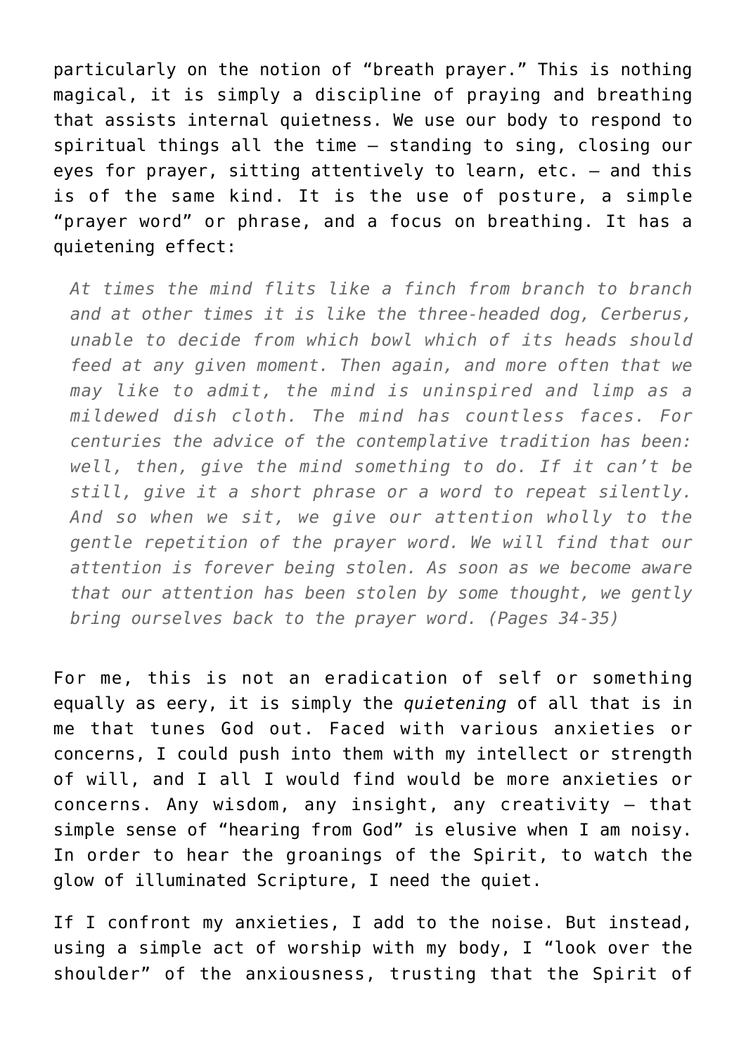particularly on the notion of "breath prayer." This is nothing magical, it is simply a discipline of praying and breathing that assists internal quietness. We use our body to respond to spiritual things all the time – standing to sing, closing our eyes for prayer, sitting attentively to learn, etc. – and this is of the same kind. It is the use of posture, a simple "prayer word" or phrase, and a focus on breathing. It has a quietening effect:

> *At times the mind flits like a finch from branch to branch and at other times it is like the three-headed dog, Cerberus, unable to decide from which bowl which of its heads should feed at any given moment. Then again, and more often that we may like to admit, the mind is uninspired and limp as a mildewed dish cloth. The mind has countless faces. For centuries the advice of the contemplative tradition has been: well, then, give the mind something to do. If it can't be still, give it a short phrase or a word to repeat silently. And so when we sit, we give our attention wholly to the gentle repetition of the prayer word. We will find that our attention is forever being stolen. As soon as we become aware that our attention has been stolen by some thought, we gently bring ourselves back to the prayer word. (Pages 34-35)*

For me, this is not an eradication of self or something equally as eery, it is simply the *quietening* of all that is in me that tunes God out. Faced with various anxieties or concerns, I could push into them with my intellect or strength of will, and I all I would find would be more anxieties or concerns. Any wisdom, any insight, any creativity – that simple sense of "hearing from God" is elusive when I am noisy. In order to hear the groanings of the Spirit, to watch the glow of illuminated Scripture, I need the quiet.

If I confront my anxieties, I add to the noise. But instead, using a simple act of worship with my body, I "look over the shoulder" of the anxiousness, trusting that the Spirit of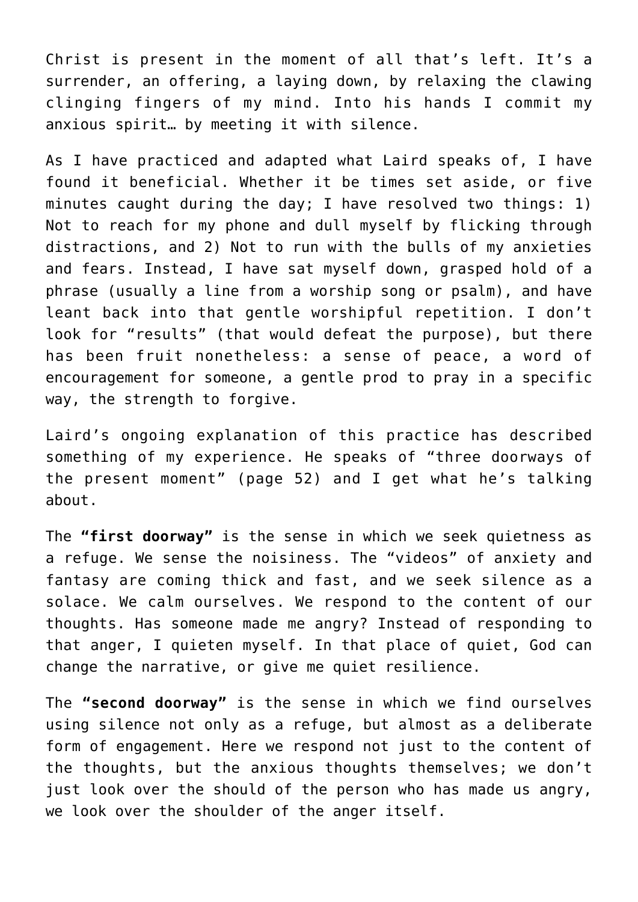Christ is present in the moment of all that's left. It's a surrender, an offering, a laying down, by relaxing the clawing clinging fingers of my mind. Into his hands I commit my anxious spirit… by meeting it with silence.

As I have practiced and adapted what Laird speaks of, I have found it beneficial. Whether it be times set aside, or five minutes caught during the day; I have resolved two things: 1) Not to reach for my phone and dull myself by flicking through distractions, and 2) Not to run with the bulls of my anxieties and fears. Instead, I have sat myself down, grasped hold of a phrase (usually a line from a worship song or psalm), and have leant back into that gentle worshipful repetition. I don't look for "results" (that would defeat the purpose), but there has been fruit nonetheless: a sense of peace, a word of encouragement for someone, a gentle prod to pray in a specific way, the strength to forgive.

Laird's ongoing explanation of this practice has described something of my experience. He speaks of "three doorways of the present moment" (page 52) and I get what he's talking about.

The **"first doorway"** is the sense in which we seek quietness as a refuge. We sense the noisiness. The "videos" of anxiety and fantasy are coming thick and fast, and we seek silence as a solace. We calm ourselves. We respond to the content of our thoughts. Has someone made me angry? Instead of responding to that anger, I quieten myself. In that place of quiet, God can change the narrative, or give me quiet resilience.

The **"second doorway"** is the sense in which we find ourselves using silence not only as a refuge, but almost as a deliberate form of engagement. Here we respond not just to the content of the thoughts, but the anxious thoughts themselves; we don't just look over the should of the person who has made us angry, we look over the shoulder of the anger itself.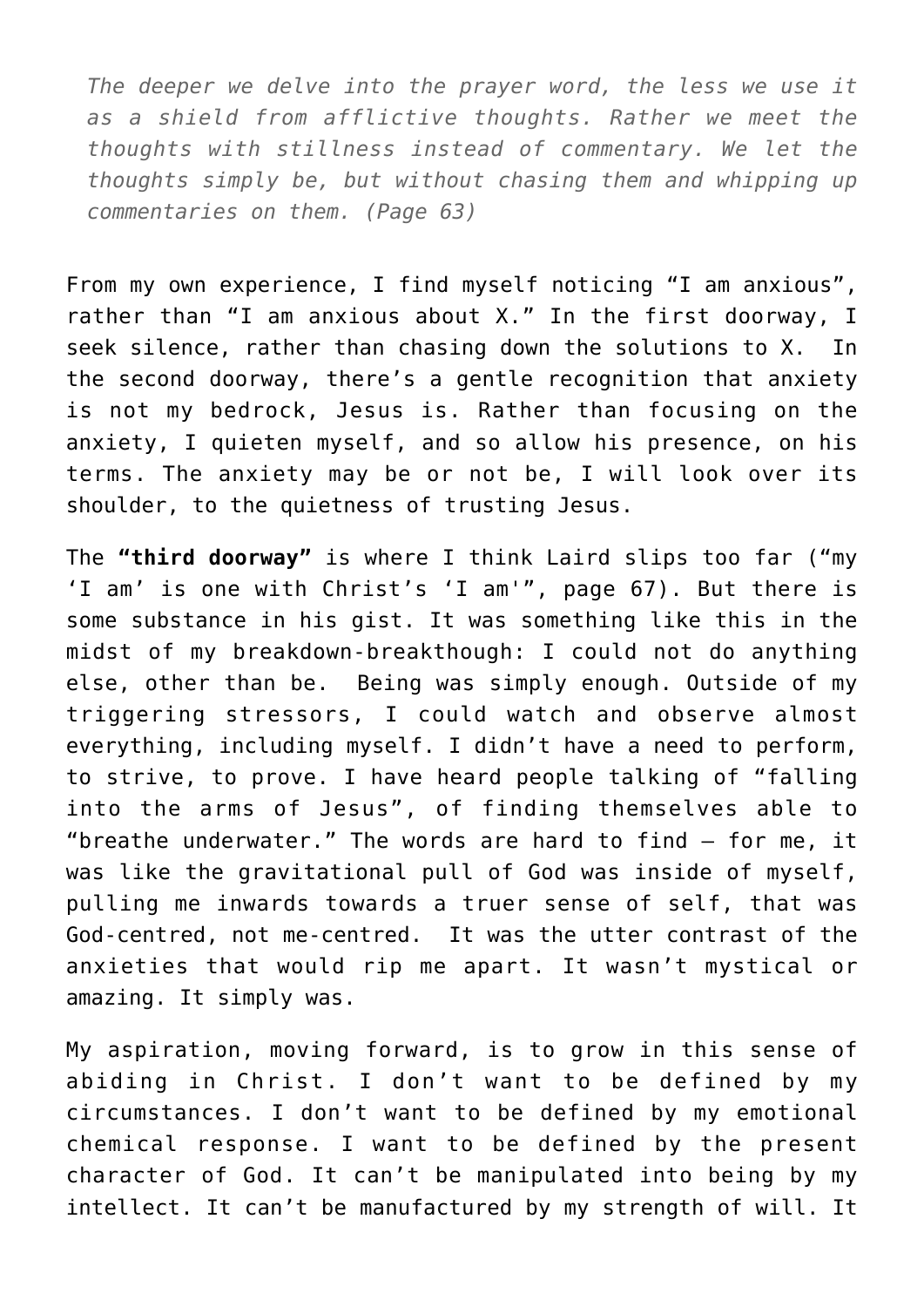> *The deeper we delve into the prayer word, the less we use it as a shield from afflictive thoughts. Rather we meet the thoughts with stillness instead of commentary. We let the thoughts simply be, but without chasing them and whipping up commentaries on them. (Page 63)*

From my own experience, I find myself noticing "I am anxious", rather than "I am anxious about X." In the first doorway, I seek silence, rather than chasing down the solutions to X. In the second doorway, there's a gentle recognition that anxiety is not my bedrock, Jesus is. Rather than focusing on the anxiety, I quieten myself, and so allow his presence, on his terms. The anxiety may be or not be, I will look over its shoulder, to the quietness of trusting Jesus.

The **"third doorway"** is where I think Laird slips too far ("my 'I am' is one with Christ's 'I am'", page 67). But there is some substance in his gist. It was something like this in the midst of my breakdown-breakthough: I could not do anything else, other than be. Being was simply enough. Outside of my triggering stressors, I could watch and observe almost everything, including myself. I didn't have a need to perform, to strive, to prove. I have heard people talking of "falling into the arms of Jesus", of finding themselves able to "breathe underwater." The words are hard to find – for me, it was like the gravitational pull of God was inside of myself, pulling me inwards towards a truer sense of self, that was God-centred, not me-centred. It was the utter contrast of the anxieties that would rip me apart. It wasn't mystical or amazing. It simply was.

My aspiration, moving forward, is to grow in this sense of abiding in Christ. I don't want to be defined by my circumstances. I don't want to be defined by my emotional chemical response. I want to be defined by the present character of God. It can't be manipulated into being by my intellect. It can't be manufactured by my strength of will. It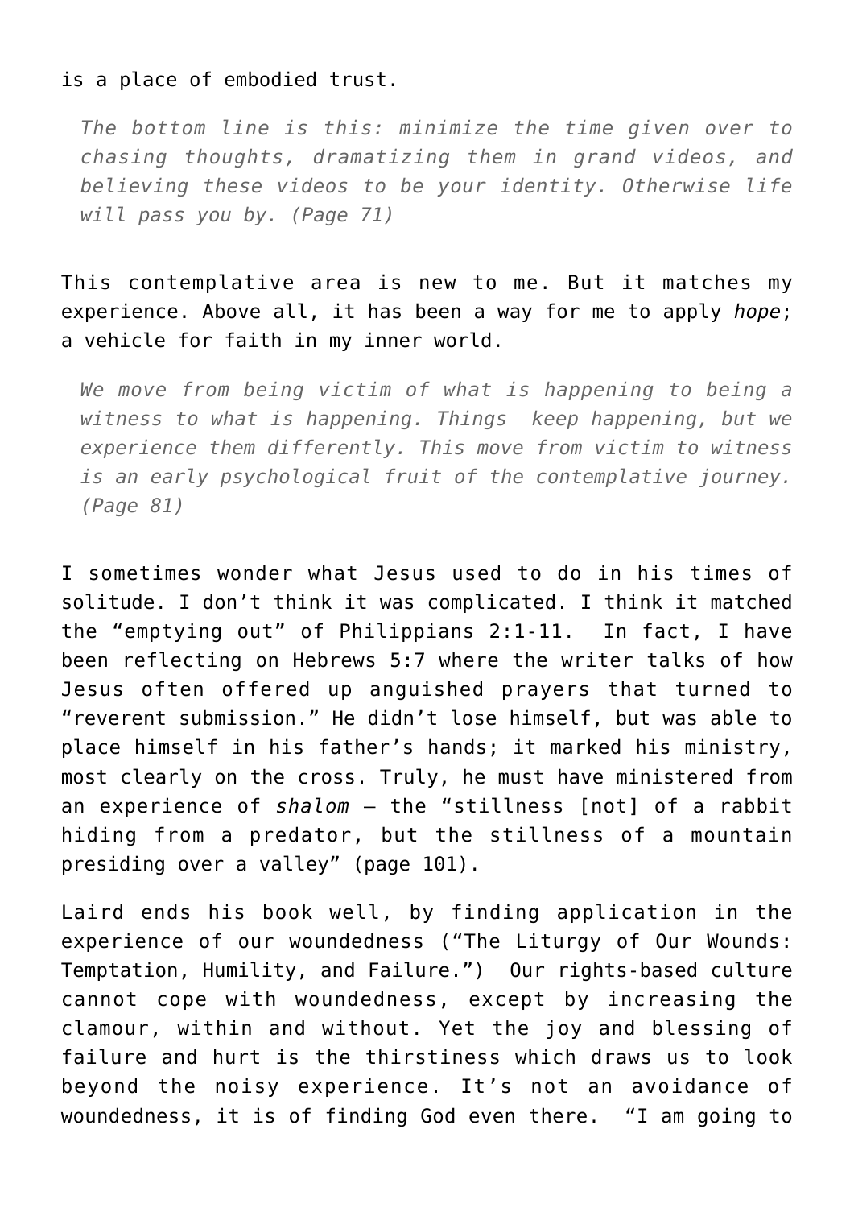is a place of embodied trust.

> *The bottom line is this: minimize the time given over to chasing thoughts, dramatizing them in grand videos, and believing these videos to be your identity. Otherwise life will pass you by. (Page 71)*

This contemplative area is new to me. But it matches my experience. Above all, it has been a way for me to apply *hope*; a vehicle for faith in my inner world.

> *We move from being victim of what is happening to being a witness to what is happening. Things keep happening, but we experience them differently. This move from victim to witness is an early psychological fruit of the contemplative journey. (Page 81)*

I sometimes wonder what Jesus used to do in his times of solitude. I don't think it was complicated. I think it matched the "emptying out" of Philippians 2:1-11. In fact, I have been reflecting on Hebrews 5:7 where the writer talks of how Jesus often offered up anguished prayers that turned to "reverent submission." He didn't lose himself, but was able to place himself in his father's hands; it marked his ministry, most clearly on the cross. Truly, he must have ministered from an experience of *shalom* – the "stillness [not] of a rabbit hiding from a predator, but the stillness of a mountain presiding over a valley" (page 101).

Laird ends his book well, by finding application in the experience of our woundedness ("The Liturgy of Our Wounds: Temptation, Humility, and Failure.") Our rights-based culture cannot cope with woundedness, except by increasing the clamour, within and without. Yet the joy and blessing of failure and hurt is the thirstiness which draws us to look beyond the noisy experience. It's not an avoidance of woundedness, it is of finding God even there. "I am going to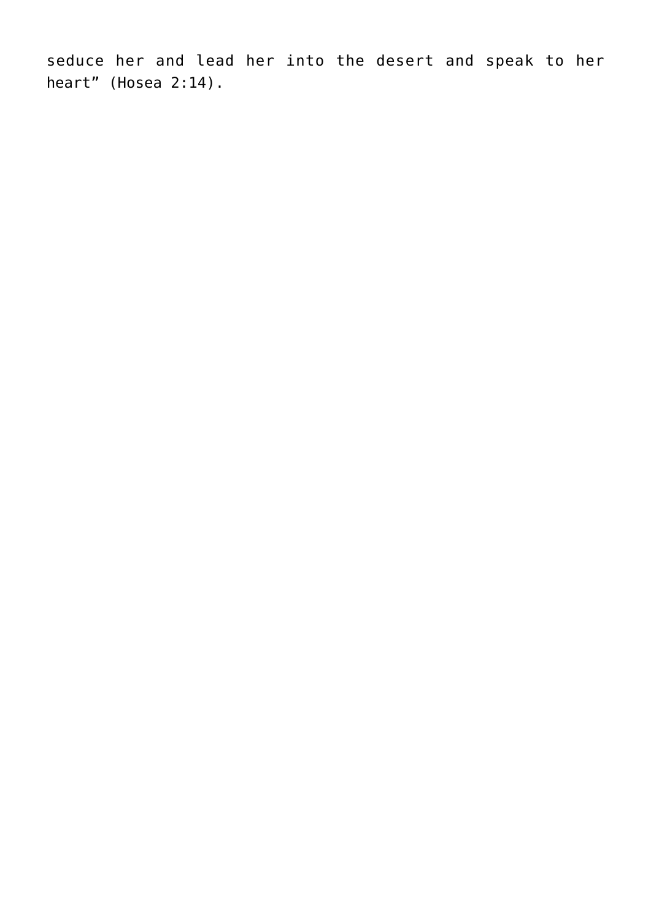seduce her and lead her into the desert and speak to her heart” (Hosea 2:14).